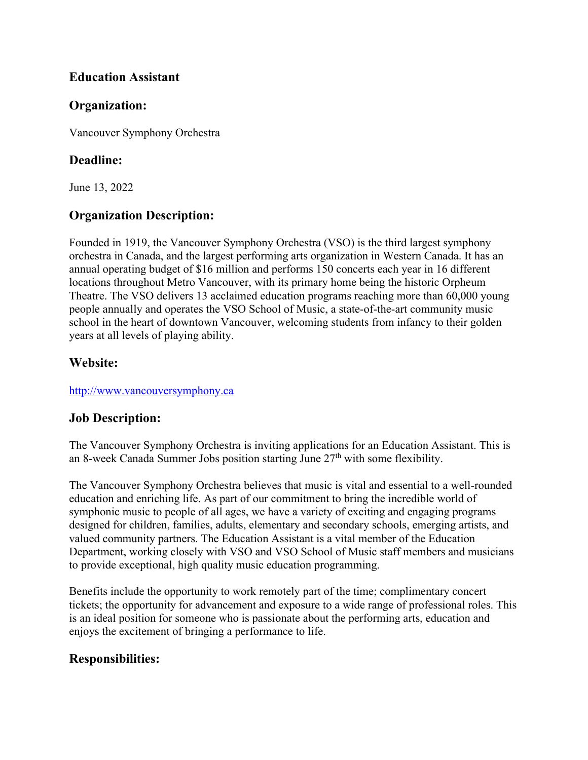# Education Assistant

## Organization:

Vancouver Symphony Orchestra

## Deadline:

June 13, 2022

## Organization Description:

Founded in 1919, the Vancouver Symphony Orchestra (VSO) is the third largest symphony orchestra in Canada, and the largest performing arts organization in Western Canada. It has an annual operating budget of $16 million and performs 150 concerts each year in 16 different locations throughout Metro Vancouver, with its primary home being the historic Orpheum Theatre. The VSO delivers 13 acclaimed education programs reaching more than 60,000 young people annually and operates the VSO School of Music, a state-of-the-art community music school in the heart of downtown Vancouver, welcoming students from infancy to their golden years at all levels of playing ability.

## Website:

[http://www.vancouversymphony.ca](http://www.vancouversymphony.ca)

## Job Description:

The Vancouver Symphony Orchestra is inviting applications for an Education Assistant. This is an 8-week Canada Summer Jobs position starting June 27th with some flexibility.

The Vancouver Symphony Orchestra believes that music is vital and essential to a well-rounded education and enriching life. As part of our commitment to bring the incredible world of symphonic music to people of all ages, we have a variety of exciting and engaging programs designed for children, families, adults, elementary and secondary schools, emerging artists, and valued community partners. The Education Assistant is a vital member of the Education Department, working closely with VSO and VSO School of Music staff members and musicians to provide exceptional, high quality music education programming.

Benefits include the opportunity to work remotely part of the time; complimentary concert tickets; the opportunity for advancement and exposure to a wide range of professional roles. This is an ideal position for someone who is passionate about the performing arts, education and enjoys the excitement of bringing a performance to life.

## Responsibilities: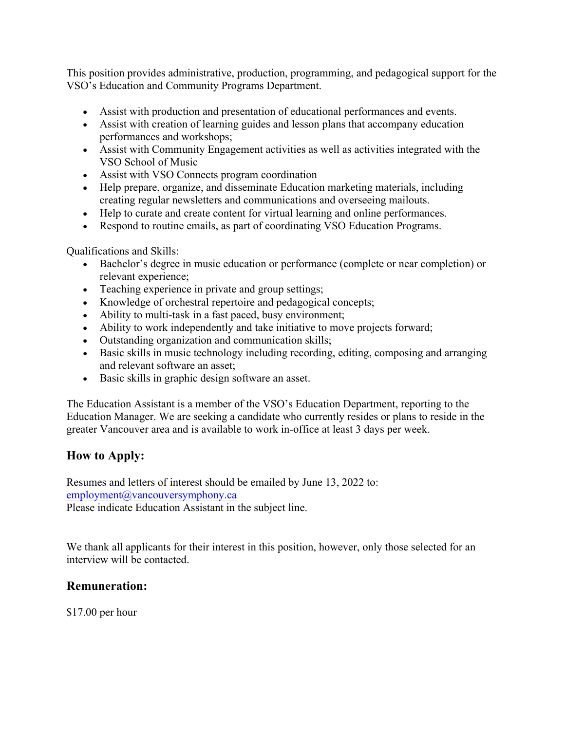This position provides administrative, production, programming, and pedagogical support for the VSO's Education and Community Programs Department.

- Assist with production and presentation of educational performances and events.
- Assist with creation of learning guides and lesson plans that accompany education performances and workshops;
- Assist with Community Engagement activities as well as activities integrated with the VSO School of Music
- Assist with VSO Connects program coordination
- Help prepare, organize, and disseminate Education marketing materials, including creating regular newsletters and communications and overseeing mailouts.
- Help to curate and create content for virtual learning and online performances.
- Respond to routine emails, as part of coordinating VSO Education Programs.

Qualifications and Skills:

- Bachelor's degree in music education or performance (complete or near completion) or relevant experience;
- Teaching experience in private and group settings;
- Knowledge of orchestral repertoire and pedagogical concepts;
- Ability to multi-task in a fast paced, busy environment;
- Ability to work independently and take initiative to move projects forward;
- Outstanding organization and communication skills;
- Basic skills in music technology including recording, editing, composing and arranging and relevant software an asset;
- Basic skills in graphic design software an asset.

The Education Assistant is a member of the VSO's Education Department, reporting to the Education Manager. We are seeking a candidate who currently resides or plans to reside in the greater Vancouver area and is available to work in-office at least 3 days per week.

## How to Apply:

Resumes and letters of interest should be emailed by June 13, 2022 to:
employment@vancouversymphony.ca
Please indicate Education Assistant in the subject line.

We thank all applicants for their interest in this position, however, only those selected for an interview will be contacted.

## Remuneration:

$17.00 per hour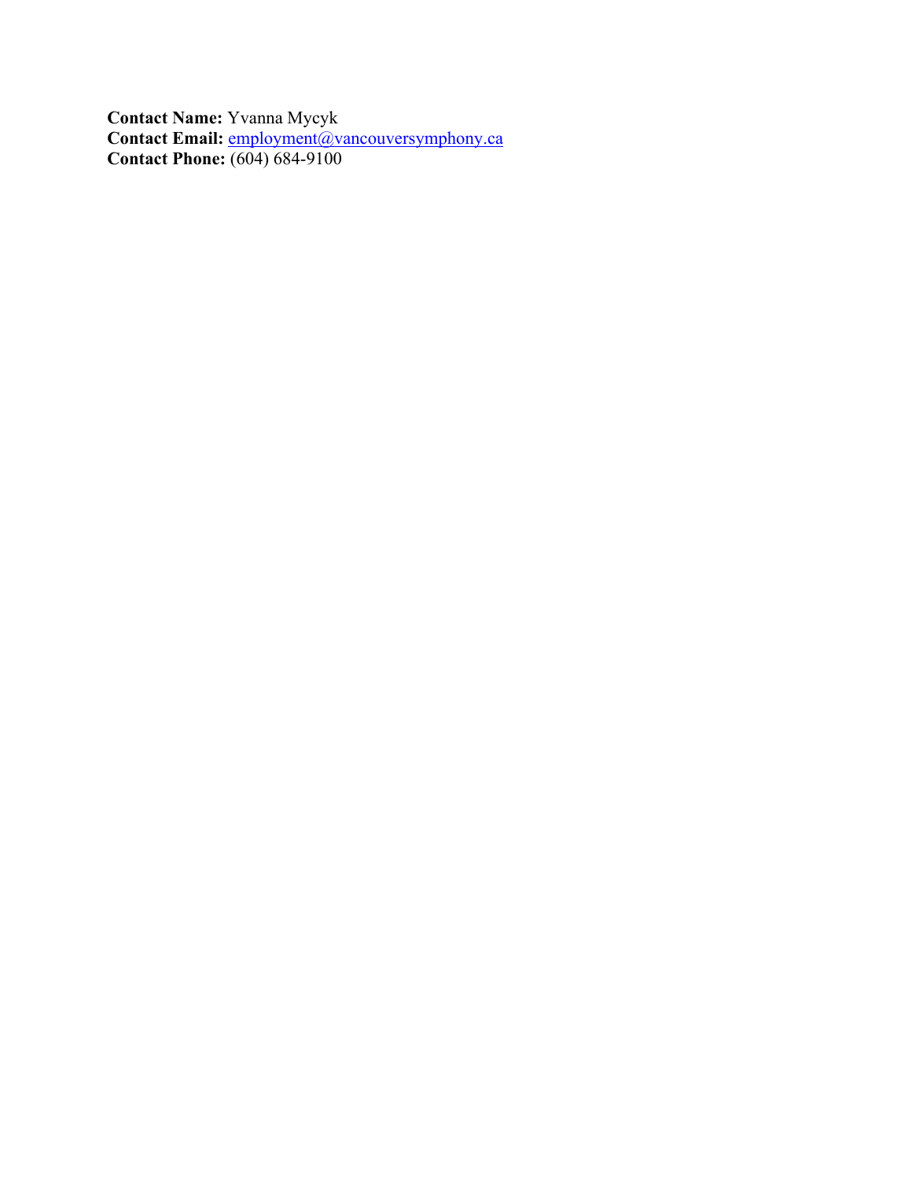**Contact Name:** Yvanna Mycyk
**Contact Email:** employment@vancouversymphony.ca
**Contact Phone:** (604) 684-9100